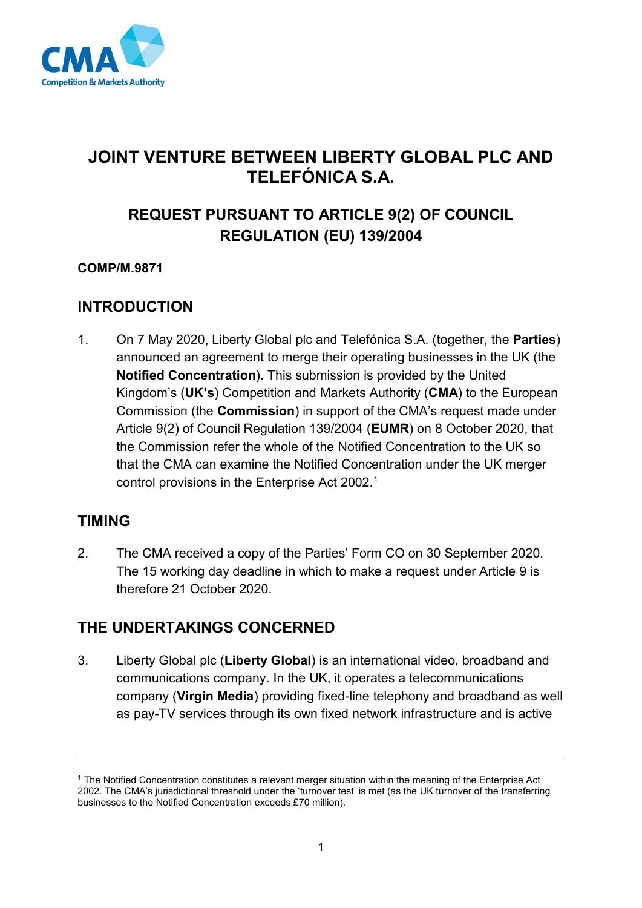# JOINT VENTURE BETWEEN LIBERTY GLOBAL PLC AND TELEFÓNICA S.A.

## REQUEST PURSUANT TO ARTICLE 9(2) OF COUNCIL REGULATION (EU) 139/2004

**COMP/M.9871**

## INTRODUCTION

1. On 7 May 2020, Liberty Global plc and Telefónica S.A. (together, the **Parties**) announced an agreement to merge their operating businesses in the UK (the **Notified Concentration**). This submission is provided by the United Kingdom's (**UK's**) Competition and Markets Authority (**CMA**) to the European Commission (the **Commission**) in support of the CMA's request made under Article 9(2) of Council Regulation 139/2004 (**EUMR**) on 8 October 2020, that the Commission refer the whole of the Notified Concentration to the UK so that the CMA can examine the Notified Concentration under the UK merger control provisions in the Enterprise Act 2002.[1]

## TIMING

2. The CMA received a copy of the Parties' Form CO on 30 September 2020. The 15 working day deadline in which to make a request under Article 9 is therefore 21 October 2020.

## THE UNDERTAKINGS CONCERNED

3. Liberty Global plc (**Liberty Global**) is an international video, broadband and communications company. In the UK, it operates a telecommunications company (**Virgin Media**) providing fixed-line telephony and broadband as well as pay-TV services through its own fixed network infrastructure and is active

[1] The Notified Concentration constitutes a relevant merger situation within the meaning of the Enterprise Act 2002. The CMA's jurisdictional threshold under the 'turnover test' is met (as the UK turnover of the transferring businesses to the Notified Concentration exceeds £70 million).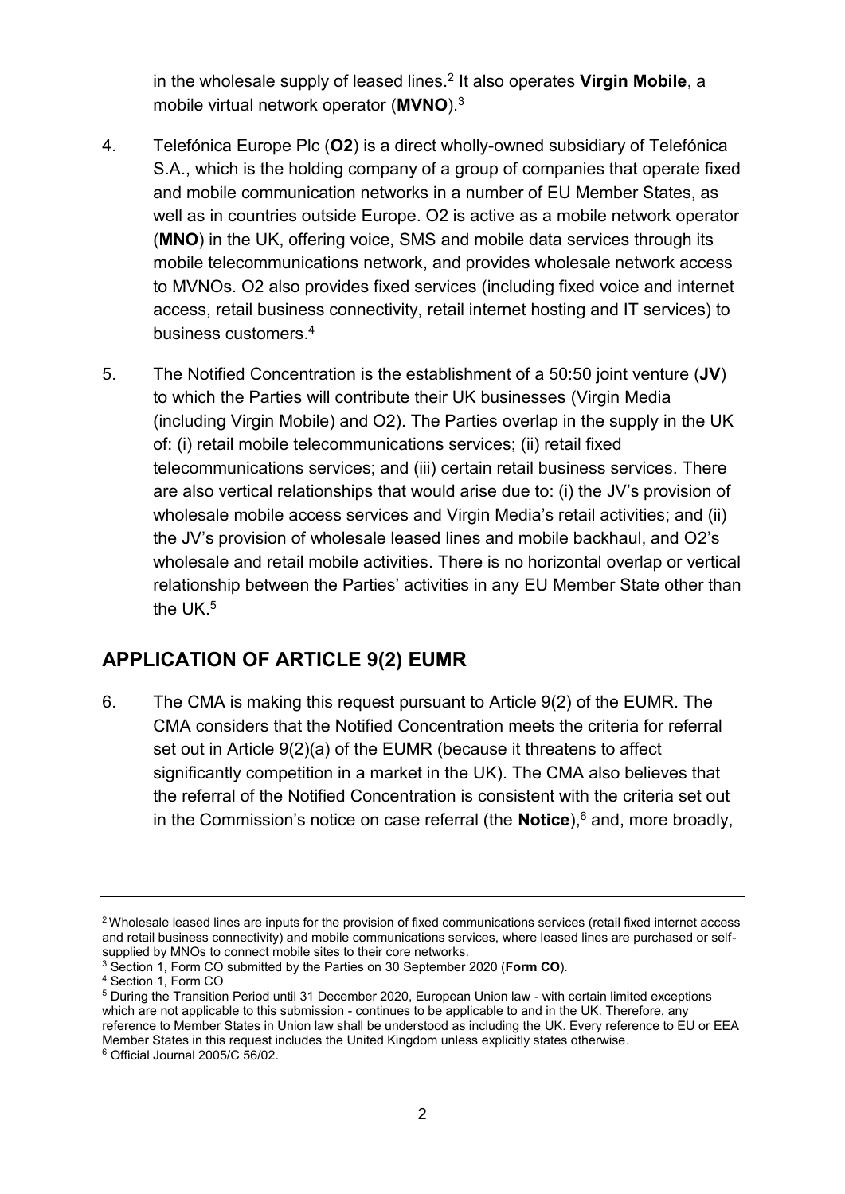in the wholesale supply of leased lines.[2] It also operates **Virgin Mobile**, a mobile virtual network operator (**MVNO**).[3]

4. Telefónica Europe Plc (**O2**) is a direct wholly-owned subsidiary of Telefónica S.A., which is the holding company of a group of companies that operate fixed and mobile communication networks in a number of EU Member States, as well as in countries outside Europe. O2 is active as a mobile network operator (**MNO**) in the UK, offering voice, SMS and mobile data services through its mobile telecommunications network, and provides wholesale network access to MVNOs. O2 also provides fixed services (including fixed voice and internet access, retail business connectivity, retail internet hosting and IT services) to business customers.[4]

5. The Notified Concentration is the establishment of a 50:50 joint venture (**JV**) to which the Parties will contribute their UK businesses (Virgin Media (including Virgin Mobile) and O2). The Parties overlap in the supply in the UK of: (i) retail mobile telecommunications services; (ii) retail fixed telecommunications services; and (iii) certain retail business services. There are also vertical relationships that would arise due to: (i) the JV's provision of wholesale mobile access services and Virgin Media's retail activities; and (ii) the JV's provision of wholesale leased lines and mobile backhaul, and O2's wholesale and retail mobile activities. There is no horizontal overlap or vertical relationship between the Parties' activities in any EU Member State other than the UK.[5]

## APPLICATION OF ARTICLE 9(2) EUMR

6. The CMA is making this request pursuant to Article 9(2) of the EUMR. The CMA considers that the Notified Concentration meets the criteria for referral set out in Article 9(2)(a) of the EUMR (because it threatens to affect significantly competition in a market in the UK). The CMA also believes that the referral of the Notified Concentration is consistent with the criteria set out in the Commission's notice on case referral (the **Notice**),[6] and, more broadly,

---

[2] Wholesale leased lines are inputs for the provision of fixed communications services (retail fixed internet access and retail business connectivity) and mobile communications services, where leased lines are purchased or self-supplied by MNOs to connect mobile sites to their core networks.

[3] Section 1, Form CO submitted by the Parties on 30 September 2020 (**Form CO**).

[4] Section 1, Form CO

[5] During the Transition Period until 31 December 2020, European Union law - with certain limited exceptions which are not applicable to this submission - continues to be applicable to and in the UK. Therefore, any reference to Member States in Union law shall be understood as including the UK. Every reference to EU or EEA Member States in this request includes the United Kingdom unless explicitly states otherwise.

[6] Official Journal 2005/C 56/02.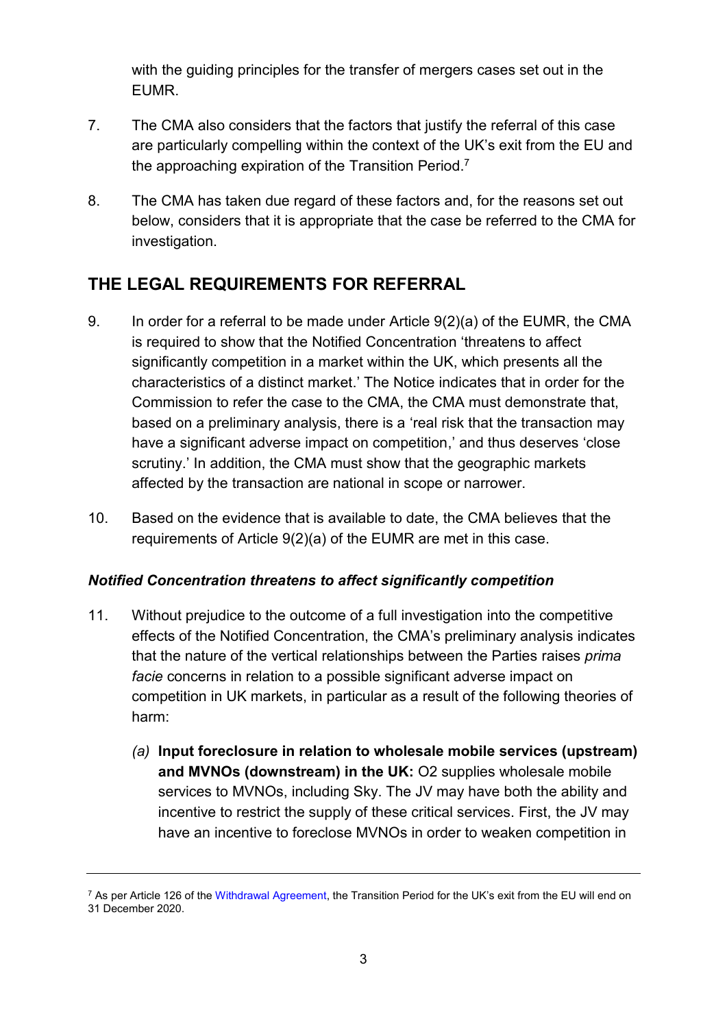with the guiding principles for the transfer of mergers cases set out in the EUMR.

7. The CMA also considers that the factors that justify the referral of this case are particularly compelling within the context of the UK's exit from the EU and the approaching expiration of the Transition Period.[7]

8. The CMA has taken due regard of these factors and, for the reasons set out below, considers that it is appropriate that the case be referred to the CMA for investigation.

## THE LEGAL REQUIREMENTS FOR REFERRAL

9. In order for a referral to be made under Article 9(2)(a) of the EUMR, the CMA is required to show that the Notified Concentration 'threatens to affect significantly competition in a market within the UK, which presents all the characteristics of a distinct market.' The Notice indicates that in order for the Commission to refer the case to the CMA, the CMA must demonstrate that, based on a preliminary analysis, there is a 'real risk that the transaction may have a significant adverse impact on competition,' and thus deserves 'close scrutiny.' In addition, the CMA must show that the geographic markets affected by the transaction are national in scope or narrower.

10. Based on the evidence that is available to date, the CMA believes that the requirements of Article 9(2)(a) of the EUMR are met in this case.

### *Notified Concentration threatens to affect significantly competition*

11. Without prejudice to the outcome of a full investigation into the competitive effects of the Notified Concentration, the CMA's preliminary analysis indicates that the nature of the vertical relationships between the Parties raises *prima facie* concerns in relation to a possible significant adverse impact on competition in UK markets, in particular as a result of the following theories of harm:

    *(a)* **Input foreclosure in relation to wholesale mobile services (upstream) and MVNOs (downstream) in the UK:** O2 supplies wholesale mobile services to MVNOs, including Sky. The JV may have both the ability and incentive to restrict the supply of these critical services. First, the JV may have an incentive to foreclose MVNOs in order to weaken competition in

---

[7] As per Article 126 of the Withdrawal Agreement, the Transition Period for the UK's exit from the EU will end on 31 December 2020.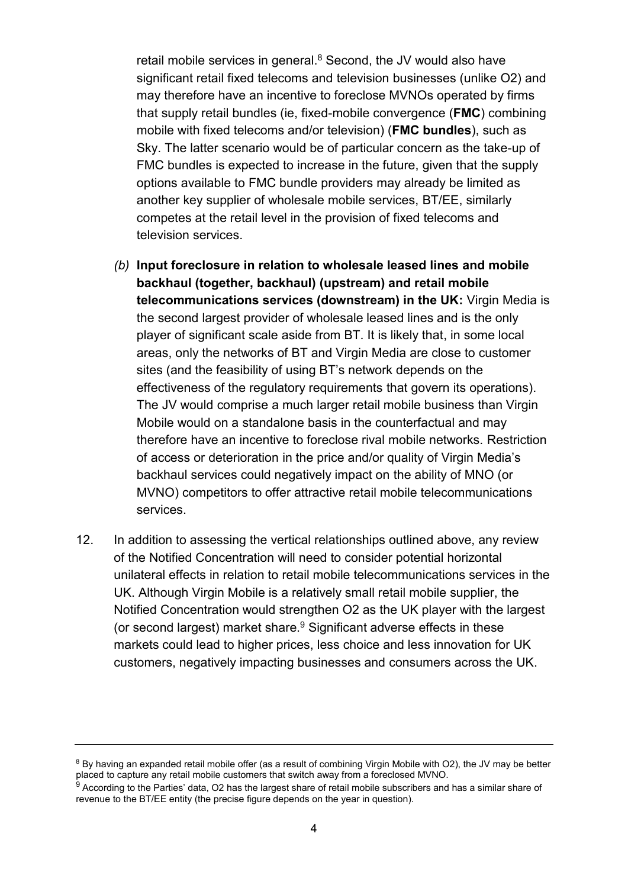retail mobile services in general.[8] Second, the JV would also have significant retail fixed telecoms and television businesses (unlike O2) and may therefore have an incentive to foreclose MVNOs operated by firms that supply retail bundles (ie, fixed-mobile convergence (**FMC**) combining mobile with fixed telecoms and/or television) (**FMC bundles**), such as Sky. The latter scenario would be of particular concern as the take-up of FMC bundles is expected to increase in the future, given that the supply options available to FMC bundle providers may already be limited as another key supplier of wholesale mobile services, BT/EE, similarly competes at the retail level in the provision of fixed telecoms and television services.

*(b)* **Input foreclosure in relation to wholesale leased lines and mobile backhaul (together, backhaul) (upstream) and retail mobile telecommunications services (downstream) in the UK:** Virgin Media is the second largest provider of wholesale leased lines and is the only player of significant scale aside from BT. It is likely that, in some local areas, only the networks of BT and Virgin Media are close to customer sites (and the feasibility of using BT's network depends on the effectiveness of the regulatory requirements that govern its operations). The JV would comprise a much larger retail mobile business than Virgin Mobile would on a standalone basis in the counterfactual and may therefore have an incentive to foreclose rival mobile networks. Restriction of access or deterioration in the price and/or quality of Virgin Media's backhaul services could negatively impact on the ability of MNO (or MVNO) competitors to offer attractive retail mobile telecommunications services.

12. In addition to assessing the vertical relationships outlined above, any review of the Notified Concentration will need to consider potential horizontal unilateral effects in relation to retail mobile telecommunications services in the UK. Although Virgin Mobile is a relatively small retail mobile supplier, the Notified Concentration would strengthen O2 as the UK player with the largest (or second largest) market share.[9] Significant adverse effects in these markets could lead to higher prices, less choice and less innovation for UK customers, negatively impacting businesses and consumers across the UK.

---

[8] By having an expanded retail mobile offer (as a result of combining Virgin Mobile with O2), the JV may be better placed to capture any retail mobile customers that switch away from a foreclosed MVNO.

[9] According to the Parties' data, O2 has the largest share of retail mobile subscribers and has a similar share of revenue to the BT/EE entity (the precise figure depends on the year in question).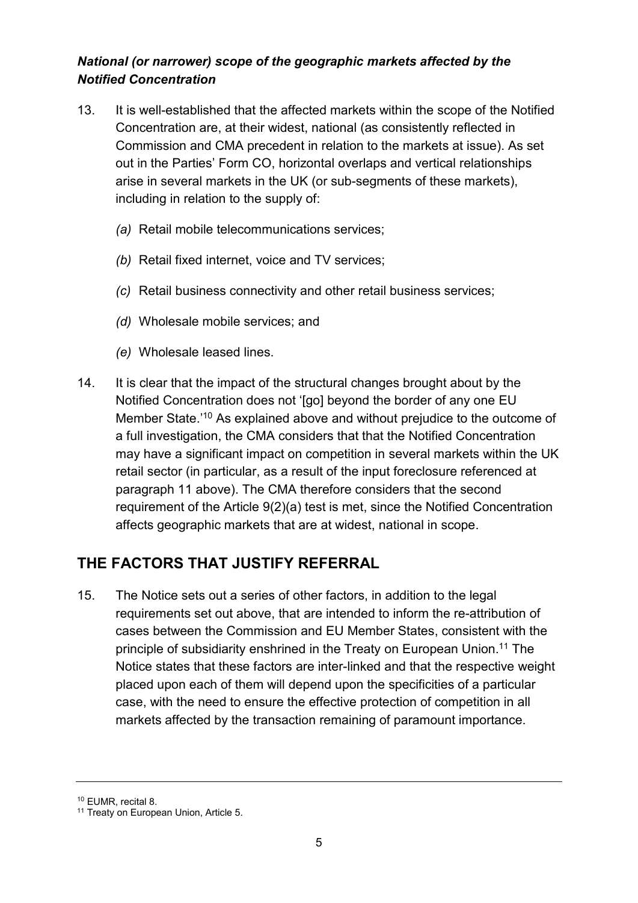### *National (or narrower) scope of the geographic markets affected by the Notified Concentration*

13. It is well-established that the affected markets within the scope of the Notified Concentration are, at their widest, national (as consistently reflected in Commission and CMA precedent in relation to the markets at issue). As set out in the Parties' Form CO, horizontal overlaps and vertical relationships arise in several markets in the UK (or sub-segments of these markets), including in relation to the supply of:

    *(a)* Retail mobile telecommunications services;

    *(b)* Retail fixed internet, voice and TV services;

    *(c)* Retail business connectivity and other retail business services;

    *(d)* Wholesale mobile services; and

    *(e)* Wholesale leased lines.

14. It is clear that the impact of the structural changes brought about by the Notified Concentration does not '[go] beyond the border of any one EU Member State.'[10] As explained above and without prejudice to the outcome of a full investigation, the CMA considers that that the Notified Concentration may have a significant impact on competition in several markets within the UK retail sector (in particular, as a result of the input foreclosure referenced at paragraph 11 above). The CMA therefore considers that the second requirement of the Article 9(2)(a) test is met, since the Notified Concentration affects geographic markets that are at widest, national in scope.

## THE FACTORS THAT JUSTIFY REFERRAL

15. The Notice sets out a series of other factors, in addition to the legal requirements set out above, that are intended to inform the re-attribution of cases between the Commission and EU Member States, consistent with the principle of subsidiarity enshrined in the Treaty on European Union.[11] The Notice states that these factors are inter-linked and that the respective weight placed upon each of them will depend upon the specificities of a particular case, with the need to ensure the effective protection of competition in all markets affected by the transaction remaining of paramount importance.

---

[10] EUMR, recital 8.

[11] Treaty on European Union, Article 5.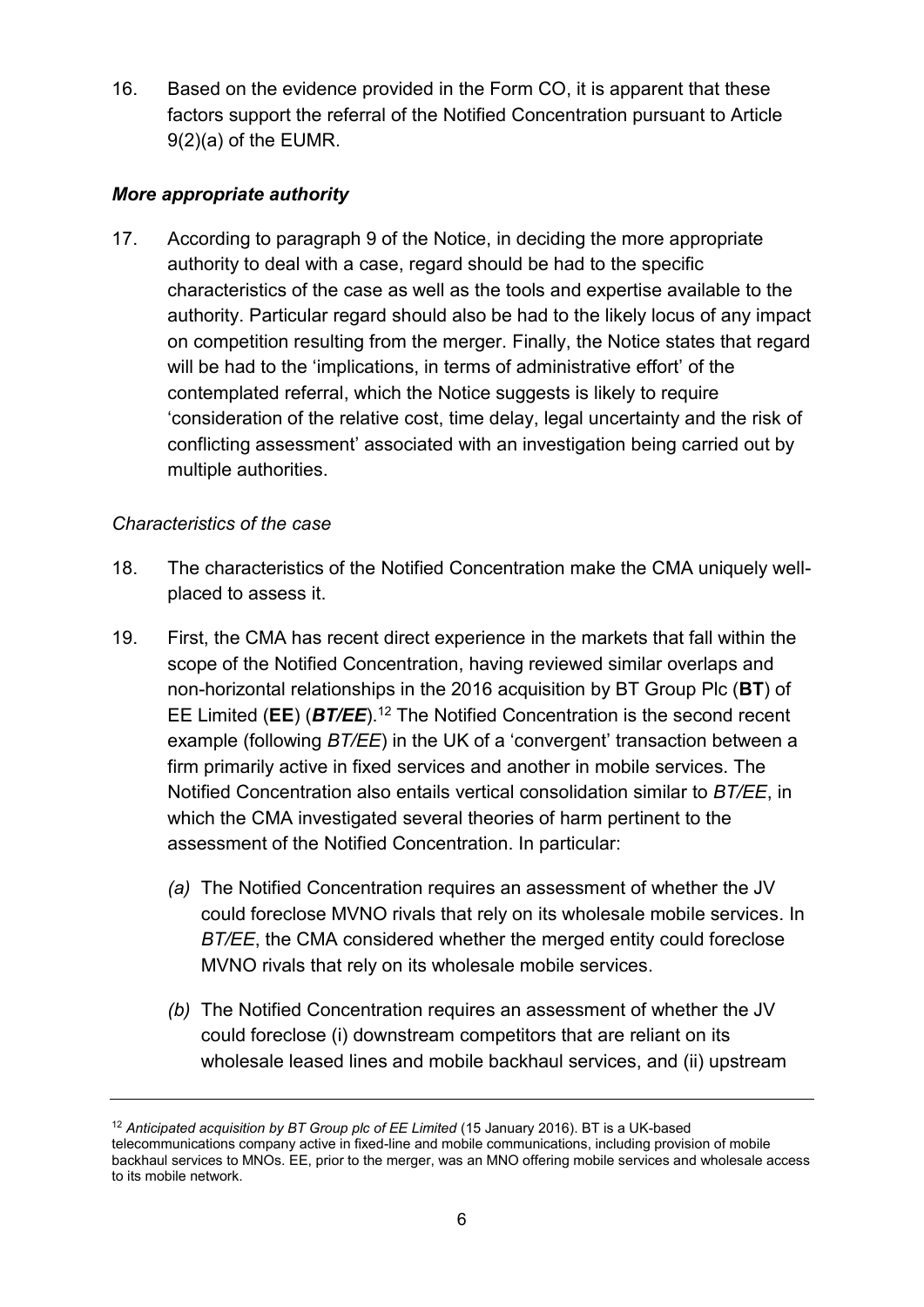16. Based on the evidence provided in the Form CO, it is apparent that these factors support the referral of the Notified Concentration pursuant to Article 9(2)(a) of the EUMR.

### *More appropriate authority*

17. According to paragraph 9 of the Notice, in deciding the more appropriate authority to deal with a case, regard should be had to the specific characteristics of the case as well as the tools and expertise available to the authority. Particular regard should also be had to the likely locus of any impact on competition resulting from the merger. Finally, the Notice states that regard will be had to the 'implications, in terms of administrative effort' of the contemplated referral, which the Notice suggests is likely to require 'consideration of the relative cost, time delay, legal uncertainty and the risk of conflicting assessment' associated with an investigation being carried out by multiple authorities.

#### *Characteristics of the case*

18. The characteristics of the Notified Concentration make the CMA uniquely well-placed to assess it.

19. First, the CMA has recent direct experience in the markets that fall within the scope of the Notified Concentration, having reviewed similar overlaps and non-horizontal relationships in the 2016 acquisition by BT Group Plc (**BT**) of EE Limited (**EE**) (***BT/EE***).[12] The Notified Concentration is the second recent example (following *BT/EE*) in the UK of a 'convergent' transaction between a firm primarily active in fixed services and another in mobile services. The Notified Concentration also entails vertical consolidation similar to *BT/EE*, in which the CMA investigated several theories of harm pertinent to the assessment of the Notified Concentration. In particular:

    *(a)* The Notified Concentration requires an assessment of whether the JV could foreclose MVNO rivals that rely on its wholesale mobile services. In *BT/EE*, the CMA considered whether the merged entity could foreclose MVNO rivals that rely on its wholesale mobile services.

    *(b)* The Notified Concentration requires an assessment of whether the JV could foreclose (i) downstream competitors that are reliant on its wholesale leased lines and mobile backhaul services, and (ii) upstream

---

[12] *Anticipated acquisition by BT Group plc of EE Limited* (15 January 2016). BT is a UK-based telecommunications company active in fixed-line and mobile communications, including provision of mobile backhaul services to MNOs. EE, prior to the merger, was an MNO offering mobile services and wholesale access to its mobile network.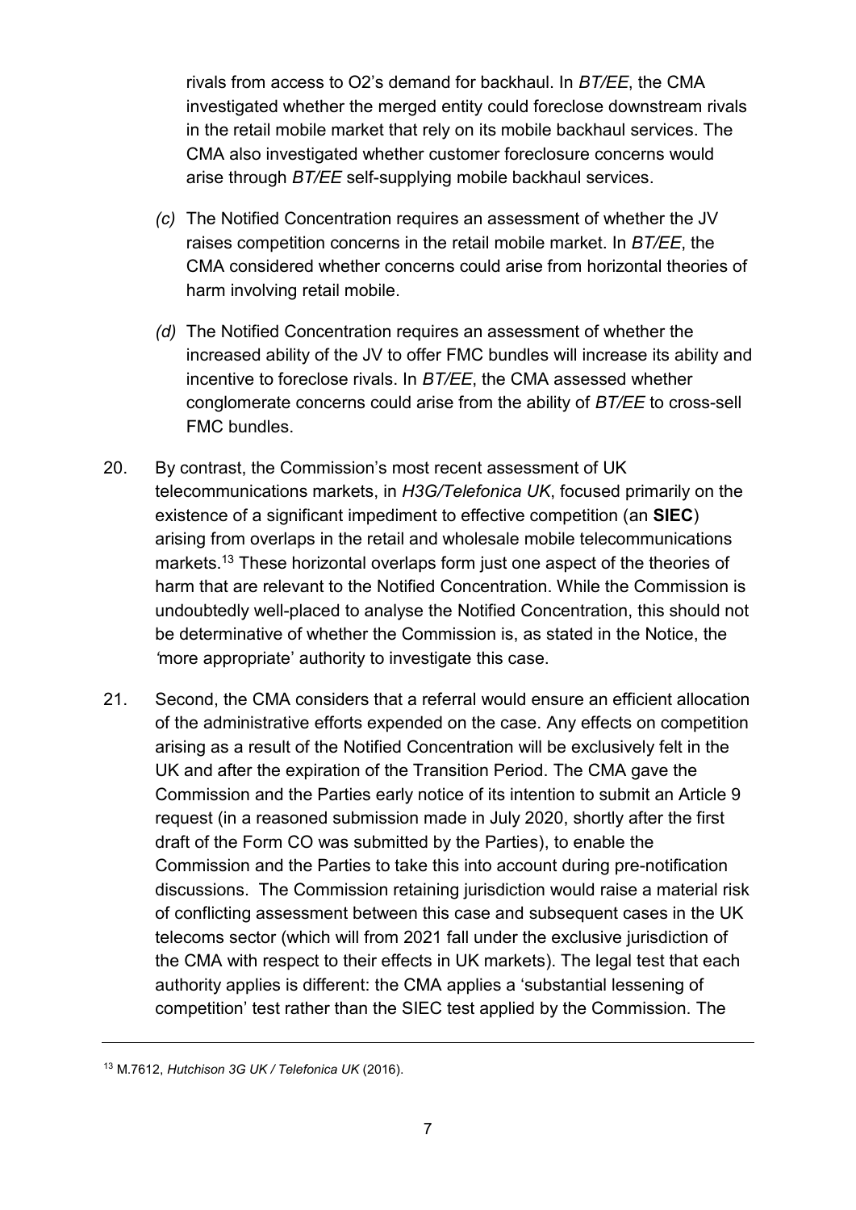rivals from access to O2's demand for backhaul. In *BT/EE*, the CMA investigated whether the merged entity could foreclose downstream rivals in the retail mobile market that rely on its mobile backhaul services. The CMA also investigated whether customer foreclosure concerns would arise through *BT/EE* self-supplying mobile backhaul services.

*(c)* The Notified Concentration requires an assessment of whether the JV raises competition concerns in the retail mobile market. In *BT/EE*, the CMA considered whether concerns could arise from horizontal theories of harm involving retail mobile.

*(d)* The Notified Concentration requires an assessment of whether the increased ability of the JV to offer FMC bundles will increase its ability and incentive to foreclose rivals. In *BT/EE*, the CMA assessed whether conglomerate concerns could arise from the ability of *BT/EE* to cross-sell FMC bundles.

20. By contrast, the Commission's most recent assessment of UK telecommunications markets, in *H3G/Telefonica UK*, focused primarily on the existence of a significant impediment to effective competition (an **SIEC**) arising from overlaps in the retail and wholesale mobile telecommunications markets.[13] These horizontal overlaps form just one aspect of the theories of harm that are relevant to the Notified Concentration. While the Commission is undoubtedly well-placed to analyse the Notified Concentration, this should not be determinative of whether the Commission is, as stated in the Notice, the *'*more appropriate' authority to investigate this case.

21. Second, the CMA considers that a referral would ensure an efficient allocation of the administrative efforts expended on the case. Any effects on competition arising as a result of the Notified Concentration will be exclusively felt in the UK and after the expiration of the Transition Period. The CMA gave the Commission and the Parties early notice of its intention to submit an Article 9 request (in a reasoned submission made in July 2020, shortly after the first draft of the Form CO was submitted by the Parties), to enable the Commission and the Parties to take this into account during pre-notification discussions. The Commission retaining jurisdiction would raise a material risk of conflicting assessment between this case and subsequent cases in the UK telecoms sector (which will from 2021 fall under the exclusive jurisdiction of the CMA with respect to their effects in UK markets). The legal test that each authority applies is different: the CMA applies a 'substantial lessening of competition' test rather than the SIEC test applied by the Commission. The

[13] M.7612, *Hutchison 3G UK / Telefonica UK* (2016).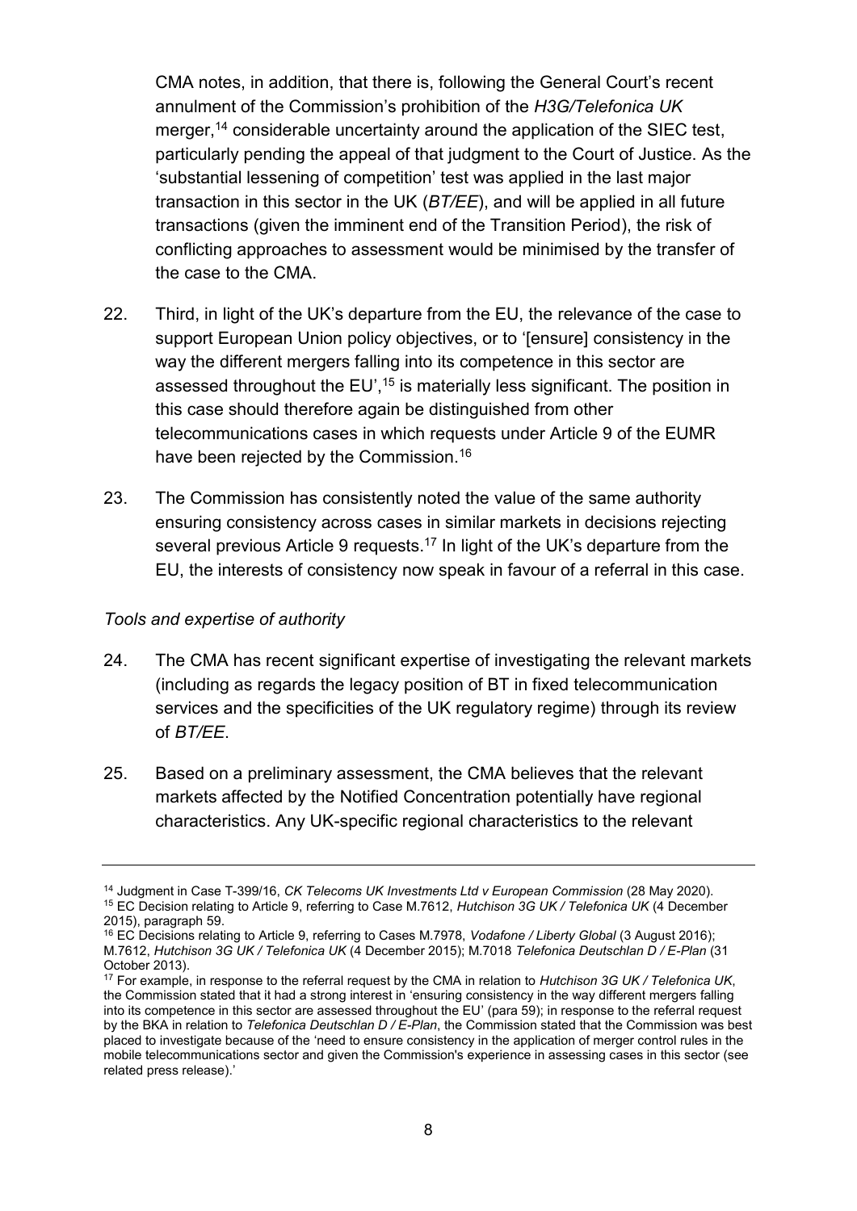CMA notes, in addition, that there is, following the General Court's recent annulment of the Commission's prohibition of the *H3G/Telefonica UK* merger,[14] considerable uncertainty around the application of the SIEC test, particularly pending the appeal of that judgment to the Court of Justice. As the 'substantial lessening of competition' test was applied in the last major transaction in this sector in the UK (*BT/EE*), and will be applied in all future transactions (given the imminent end of the Transition Period), the risk of conflicting approaches to assessment would be minimised by the transfer of the case to the CMA.

22. Third, in light of the UK's departure from the EU, the relevance of the case to support European Union policy objectives, or to '[ensure] consistency in the way the different mergers falling into its competence in this sector are assessed throughout the EU',[15] is materially less significant. The position in this case should therefore again be distinguished from other telecommunications cases in which requests under Article 9 of the EUMR have been rejected by the Commission.[16]

23. The Commission has consistently noted the value of the same authority ensuring consistency across cases in similar markets in decisions rejecting several previous Article 9 requests.[17] In light of the UK's departure from the EU, the interests of consistency now speak in favour of a referral in this case.

*Tools and expertise of authority*

24. The CMA has recent significant expertise of investigating the relevant markets (including as regards the legacy position of BT in fixed telecommunication services and the specificities of the UK regulatory regime) through its review of *BT/EE*.

25. Based on a preliminary assessment, the CMA believes that the relevant markets affected by the Notified Concentration potentially have regional characteristics. Any UK-specific regional characteristics to the relevant

---

[14] Judgment in Case T-399/16, *CK Telecoms UK Investments Ltd v European Commission* (28 May 2020).

[15] EC Decision relating to Article 9, referring to Case M.7612, *Hutchison 3G UK / Telefonica UK* (4 December 2015), paragraph 59.

[16] EC Decisions relating to Article 9, referring to Cases M.7978, *Vodafone / Liberty Global* (3 August 2016); M.7612, *Hutchison 3G UK / Telefonica UK* (4 December 2015); M.7018 *Telefonica Deutschlan D / E-Plan* (31 October 2013).

[17] For example, in response to the referral request by the CMA in relation to *Hutchison 3G UK / Telefonica UK*, the Commission stated that it had a strong interest in 'ensuring consistency in the way different mergers falling into its competence in this sector are assessed throughout the EU' (para 59); in response to the referral request by the BKA in relation to *Telefonica Deutschlan D / E-Plan*, the Commission stated that the Commission was best placed to investigate because of the 'need to ensure consistency in the application of merger control rules in the mobile telecommunications sector and given the Commission's experience in assessing cases in this sector (see related press release).'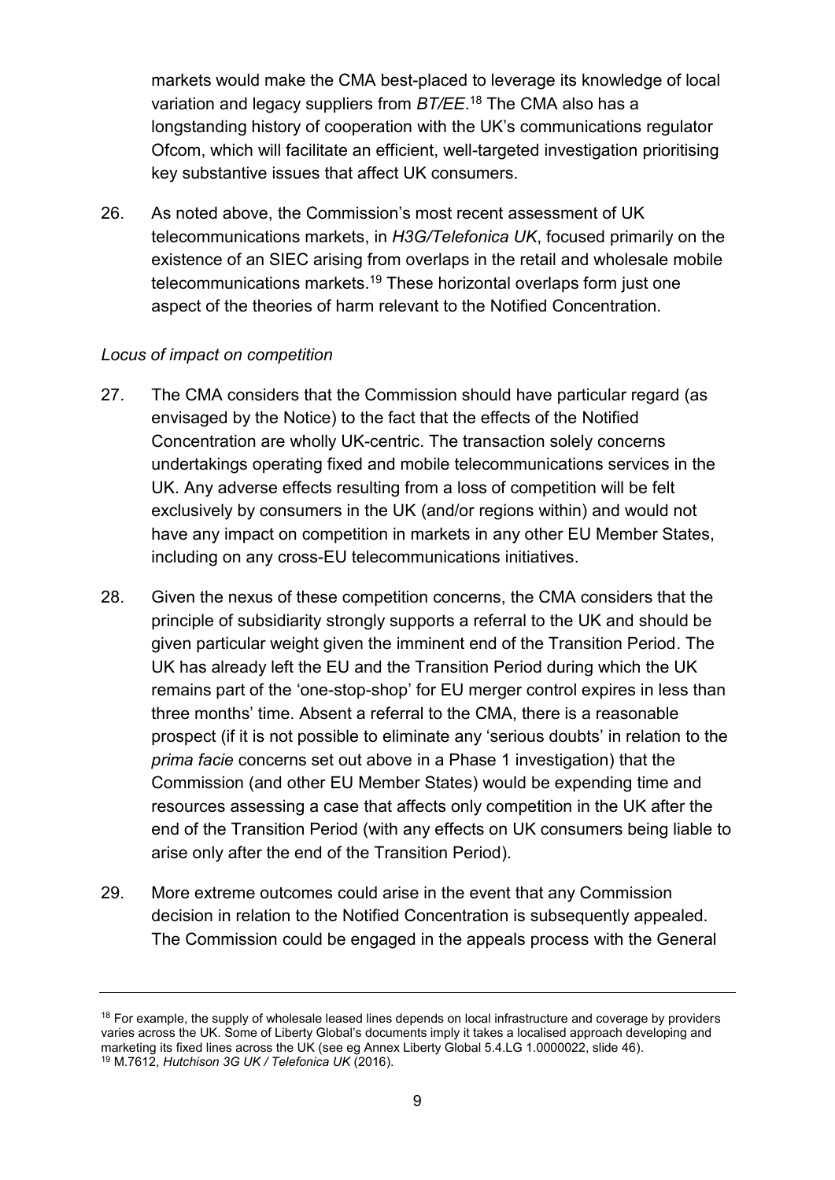markets would make the CMA best-placed to leverage its knowledge of local variation and legacy suppliers from *BT/EE*.[18] The CMA also has a longstanding history of cooperation with the UK's communications regulator Ofcom, which will facilitate an efficient, well-targeted investigation prioritising key substantive issues that affect UK consumers.

26. As noted above, the Commission's most recent assessment of UK telecommunications markets, in *H3G/Telefonica UK*, focused primarily on the existence of an SIEC arising from overlaps in the retail and wholesale mobile telecommunications markets.[19] These horizontal overlaps form just one aspect of the theories of harm relevant to the Notified Concentration.

*Locus of impact on competition*

27. The CMA considers that the Commission should have particular regard (as envisaged by the Notice) to the fact that the effects of the Notified Concentration are wholly UK-centric. The transaction solely concerns undertakings operating fixed and mobile telecommunications services in the UK. Any adverse effects resulting from a loss of competition will be felt exclusively by consumers in the UK (and/or regions within) and would not have any impact on competition in markets in any other EU Member States, including on any cross-EU telecommunications initiatives.

28. Given the nexus of these competition concerns, the CMA considers that the principle of subsidiarity strongly supports a referral to the UK and should be given particular weight given the imminent end of the Transition Period. The UK has already left the EU and the Transition Period during which the UK remains part of the 'one-stop-shop' for EU merger control expires in less than three months' time. Absent a referral to the CMA, there is a reasonable prospect (if it is not possible to eliminate any 'serious doubts' in relation to the *prima facie* concerns set out above in a Phase 1 investigation) that the Commission (and other EU Member States) would be expending time and resources assessing a case that affects only competition in the UK after the end of the Transition Period (with any effects on UK consumers being liable to arise only after the end of the Transition Period).

29. More extreme outcomes could arise in the event that any Commission decision in relation to the Notified Concentration is subsequently appealed. The Commission could be engaged in the appeals process with the General

---

[18] For example, the supply of wholesale leased lines depends on local infrastructure and coverage by providers varies across the UK. Some of Liberty Global's documents imply it takes a localised approach developing and marketing its fixed lines across the UK (see eg Annex Liberty Global 5.4.LG 1.0000022, slide 46).

[19] M.7612, *Hutchison 3G UK / Telefonica UK* (2016).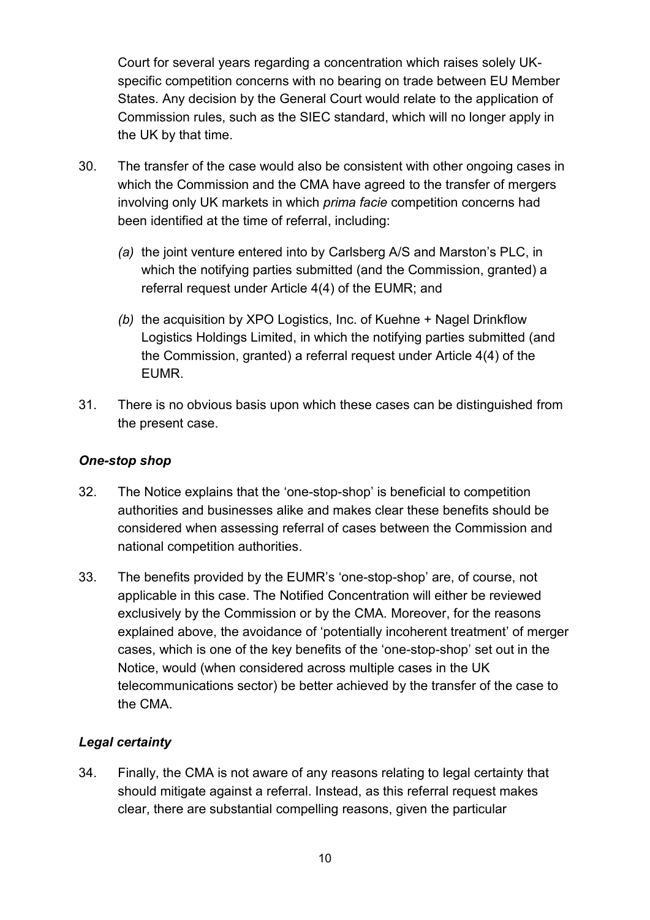Court for several years regarding a concentration which raises solely UK-specific competition concerns with no bearing on trade between EU Member States. Any decision by the General Court would relate to the application of Commission rules, such as the SIEC standard, which will no longer apply in the UK by that time.

30. The transfer of the case would also be consistent with other ongoing cases in which the Commission and the CMA have agreed to the transfer of mergers involving only UK markets in which *prima facie* competition concerns had been identified at the time of referral, including:

    *(a)* the joint venture entered into by Carlsberg A/S and Marston's PLC, in which the notifying parties submitted (and the Commission, granted) a referral request under Article 4(4) of the EUMR; and

    *(b)* the acquisition by XPO Logistics, Inc. of Kuehne + Nagel Drinkflow Logistics Holdings Limited, in which the notifying parties submitted (and the Commission, granted) a referral request under Article 4(4) of the EUMR.

31. There is no obvious basis upon which these cases can be distinguished from the present case.

### *One-stop shop*

32. The Notice explains that the 'one-stop-shop' is beneficial to competition authorities and businesses alike and makes clear these benefits should be considered when assessing referral of cases between the Commission and national competition authorities.

33. The benefits provided by the EUMR's 'one-stop-shop' are, of course, not applicable in this case. The Notified Concentration will either be reviewed exclusively by the Commission or by the CMA. Moreover, for the reasons explained above, the avoidance of 'potentially incoherent treatment' of merger cases, which is one of the key benefits of the 'one-stop-shop' set out in the Notice, would (when considered across multiple cases in the UK telecommunications sector) be better achieved by the transfer of the case to the CMA.

### *Legal certainty*

34. Finally, the CMA is not aware of any reasons relating to legal certainty that should mitigate against a referral. Instead, as this referral request makes clear, there are substantial compelling reasons, given the particular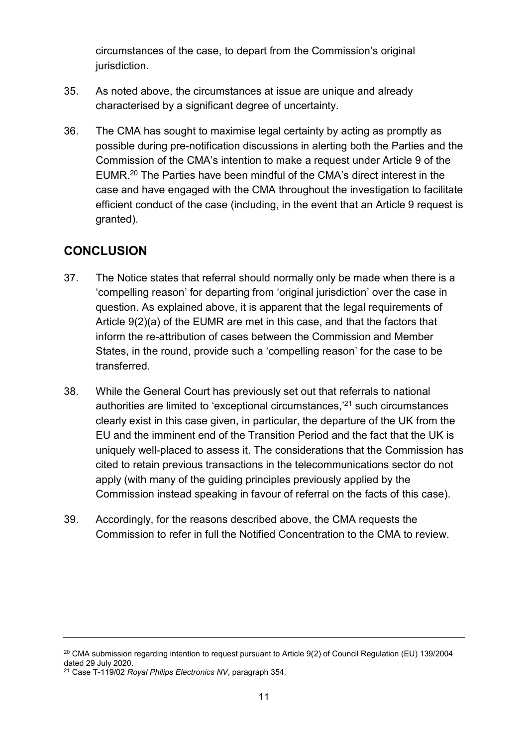circumstances of the case, to depart from the Commission's original jurisdiction.

35. As noted above, the circumstances at issue are unique and already characterised by a significant degree of uncertainty.

36. The CMA has sought to maximise legal certainty by acting as promptly as possible during pre-notification discussions in alerting both the Parties and the Commission of the CMA's intention to make a request under Article 9 of the EUMR.[20] The Parties have been mindful of the CMA's direct interest in the case and have engaged with the CMA throughout the investigation to facilitate efficient conduct of the case (including, in the event that an Article 9 request is granted).

## CONCLUSION

37. The Notice states that referral should normally only be made when there is a 'compelling reason' for departing from 'original jurisdiction' over the case in question. As explained above, it is apparent that the legal requirements of Article 9(2)(a) of the EUMR are met in this case, and that the factors that inform the re-attribution of cases between the Commission and Member States, in the round, provide such a 'compelling reason' for the case to be transferred.

38. While the General Court has previously set out that referrals to national authorities are limited to 'exceptional circumstances,'[21] such circumstances clearly exist in this case given, in particular, the departure of the UK from the EU and the imminent end of the Transition Period and the fact that the UK is uniquely well-placed to assess it. The considerations that the Commission has cited to retain previous transactions in the telecommunications sector do not apply (with many of the guiding principles previously applied by the Commission instead speaking in favour of referral on the facts of this case).

39. Accordingly, for the reasons described above, the CMA requests the Commission to refer in full the Notified Concentration to the CMA to review.

---

[20] CMA submission regarding intention to request pursuant to Article 9(2) of Council Regulation (EU) 139/2004 dated 29 July 2020.

[21] Case T-119/02 *Royal Philips Electronics NV*, paragraph 354.